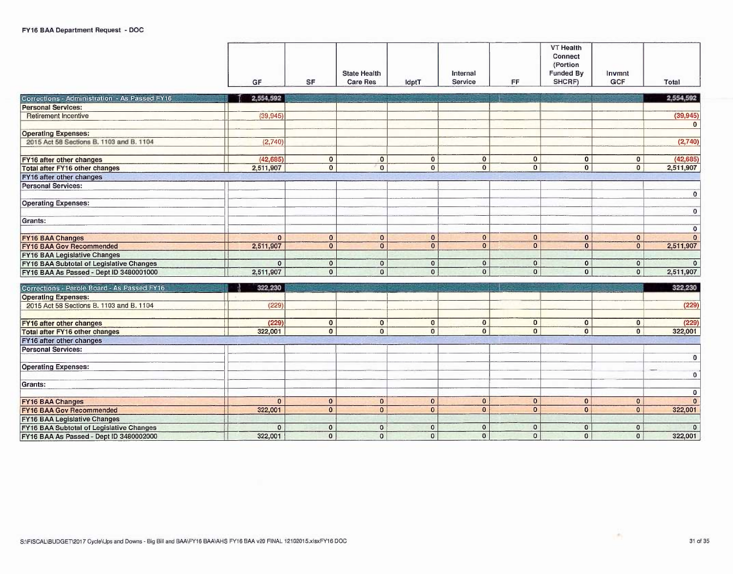**FY16 BAA Department Request - DOC**

| | GF | SF | State Health Care Res | IdptT | Internal Service | FF | VT Health Connect (Portion Funded By SHCRF) | Invmnt GCF | Total |
|---|---|---|---|---|---|---|---|---|---|
| **Corrections - Administration - As Passed FY16** | 2,554,592 | | | | | | | | 2,554,592 |
| **Personal Services:** | | | | | | | | | |
| Retirement Incentive | (39,945) | | | | | | | | (39,945) |
| | | | | | | | | | 0 |
| **Operating Expenses:** | | | | | | | | | |
| 2015 Act 58 Sections B. 1103 and B. 1104 | (2,740) | | | | | | | | (2,740) |
| | | | | | | | | | |
| **FY16 after other changes** | (42,685) | 0 | 0 | 0 | 0 | 0 | 0 | 0 | (42,685) |
| **Total after FY16 other changes** | 2,511,907 | 0 | 0 | 0 | 0 | 0 | 0 | 0 | 2,511,907 |
| **FY16 after other changes** | | | | | | | | | |
| **Personal Services:** | | | | | | | | | |
| | | | | | | | | | 0 |
| **Operating Expenses:** | | | | | | | | | |
| | | | | | | | | | 0 |
| **Grants:** | | | | | | | | | |
| | | | | | | | | | 0 |
| **FY16 BAA Changes** | 0 | 0 | 0 | 0 | 0 | 0 | 0 | 0 | 0 |
| **FY16 BAA Gov Recommended** | 2,511,907 | 0 | 0 | 0 | 0 | 0 | 0 | 0 | 2,511,907 |
| **FY16 BAA Legislative Changes** | | | | | | | | | |
| **FY16 BAA Subtotal of Legislative Changes** | 0 | 0 | 0 | 0 | 0 | 0 | 0 | 0 | 0 |
| **FY16 BAA As Passed - Dept ID 3480001000** | 2,511,907 | 0 | 0 | 0 | 0 | 0 | 0 | 0 | 2,511,907 |

| | GF | SF | State Health Care Res | IdptT | Internal Service | FF | VT Health Connect (Portion Funded By SHCRF) | Invmnt GCF | Total |
|---|---|---|---|---|---|---|---|---|---|
| **Corrections - Parole Board - As Passed FY16** | 322,230 | | | | | | | | 322,230 |
| **Operating Expenses:** | | | | | | | | | |
| 2015 Act 58 Sections B. 1103 and B. 1104 | (229) | | | | | | | | (229) |
| | | | | | | | | | |
| **FY16 after other changes** | (229) | 0 | 0 | 0 | 0 | 0 | 0 | 0 | (229) |
| **Total after FY16 other changes** | 322,001 | 0 | 0 | 0 | 0 | 0 | 0 | 0 | 322,001 |
| **FY16 after other changes** | | | | | | | | | |
| **Personal Services:** | | | | | | | | | |
| | | | | | | | | | 0 |
| **Operating Expenses:** | | | | | | | | | |
| | | | | | | | | | 0 |
| **Grants:** | | | | | | | | | |
| | | | | | | | | | 0 |
| **FY16 BAA Changes** | 0 | 0 | 0 | 0 | 0 | 0 | 0 | 0 | 0 |
| **FY16 BAA Gov Recommended** | 322,001 | 0 | 0 | 0 | 0 | 0 | 0 | 0 | 322,001 |
| **FY16 BAA Legislative Changes** | | | | | | | | | |
| **FY16 BAA Subtotal of Legislative Changes** | 0 | 0 | 0 | 0 | 0 | 0 | 0 | 0 | 0 |
| **FY16 BAA As Passed - Dept ID 3480002000** | 322,001 | 0 | 0 | 0 | 0 | 0 | 0 | 0 | 322,001 |

S:\FISCAL\BUDGET\2017 Cycle\Ups and Downs - Big Bill and BAA\FY16 BAA\AHS FY16 BAA v20 FINAL 12102015.xlsxFY16 DOC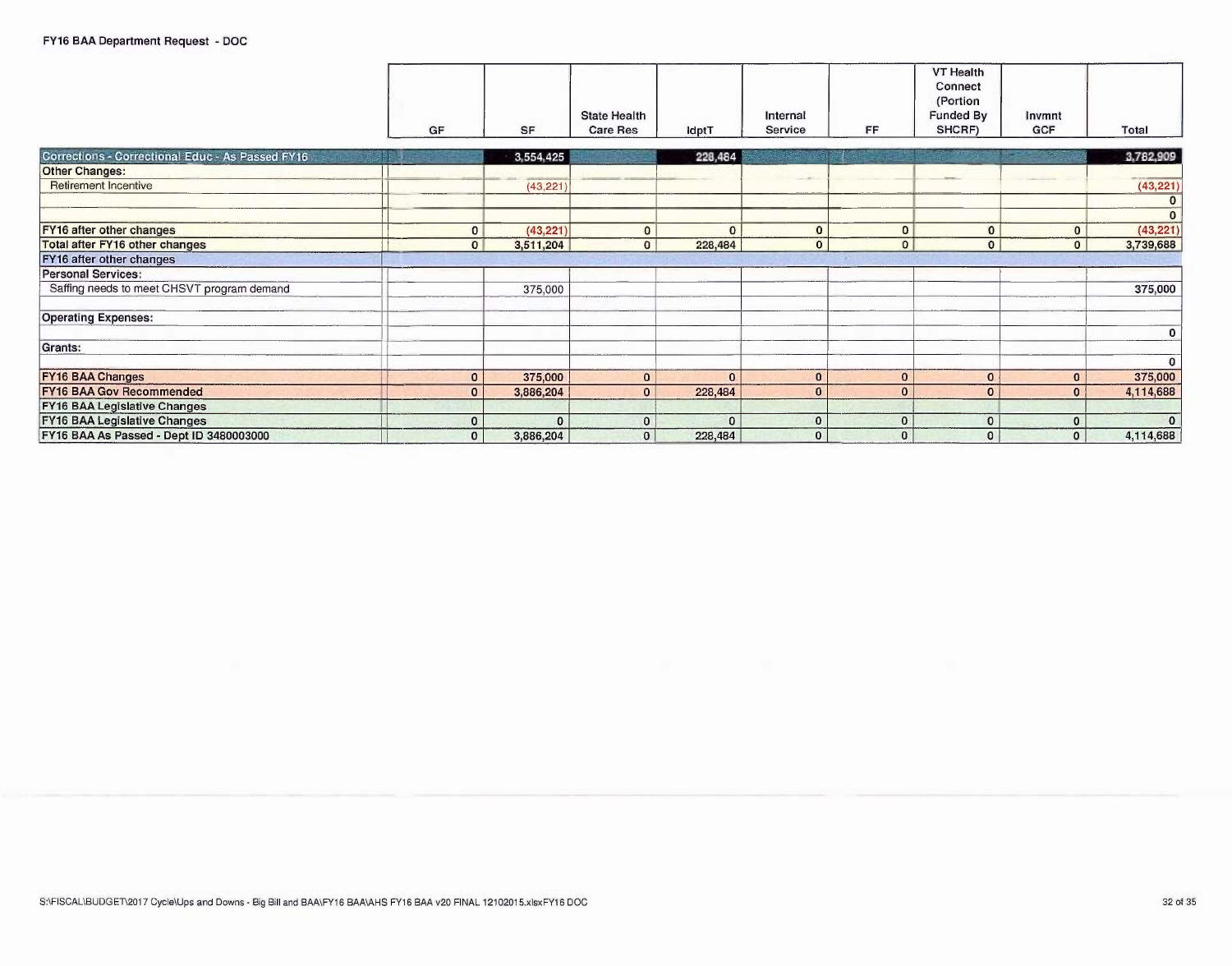FY16 BAA Department Request - DOC

| | GF | SF | State Health Care Res | IdptT | Internal Service | FF | VT Health Connect (Portion Funded By SHCRF) | Invmnt GCF | Total |
|---|---|---|---|---|---|---|---|---|---|
| Corrections - Correctional Educ - As Passed FY16 | | 3,554,425 | | 228,484 | | | | | 3,782,909 |
| **Other Changes:** | | | | | | | | | |
| Retirement Incentive | | (43,221) | | | | | | | (43,221) |
| | | | | | | | | | 0 |
| | | | | | | | | | 0 |
| **FY16 after other changes** | 0 | (43,221) | 0 | 0 | 0 | 0 | 0 | 0 | (43,221) |
| **Total after FY16 other changes** | 0 | 3,511,204 | 0 | 228,484 | 0 | 0 | 0 | 0 | 3,739,688 |
| **FY16 after other changes** | | | | | | | | | |
| **Personal Services:** | | | | | | | | | |
| Saffing needs to meet CHSVT program demand | | 375,000 | | | | | | | 375,000 |
| | | | | | | | | | |
| **Operating Expenses:** | | | | | | | | | |
| | | | | | | | | | 0 |
| **Grants:** | | | | | | | | | |
| | | | | | | | | | 0 |
| **FY16 BAA Changes** | 0 | 375,000 | 0 | 0 | 0 | 0 | 0 | 0 | 375,000 |
| **FY16 BAA Gov Recommended** | 0 | 3,886,204 | 0 | 228,484 | 0 | 0 | 0 | 0 | 4,114,688 |
| **FY16 BAA Legislative Changes** | | | | | | | | | |
| **FY16 BAA Legislative Changes** | 0 | 0 | 0 | 0 | 0 | 0 | 0 | 0 | 0 |
| **FY16 BAA As Passed - Dept ID 3480003000** | 0 | 3,886,204 | 0 | 228,484 | 0 | 0 | 0 | 0 | 4,114,688 |

S:\FISCAL\BUDGET\2017 Cycle\Ups and Downs - Big Bill and BAA\FY16 BAA\AHS FY16 BAA v20 FINAL 12102015.xlsxFY16 DOC